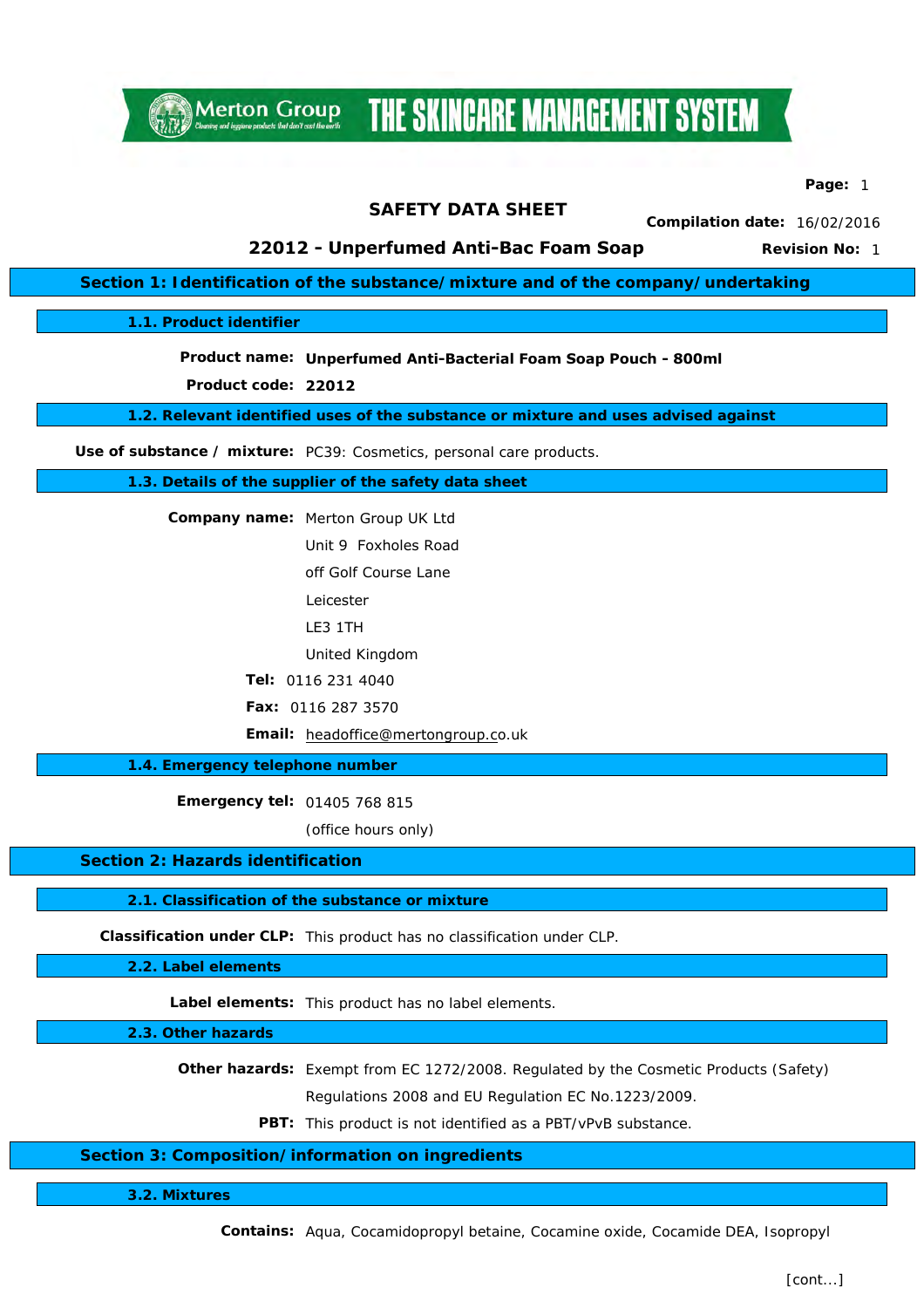Merton Group THE SKINCARE MANAGEMENT SYSTEM

# SAFETY DATA SHEET

**Compilation date:** 16/02/2016

**22012 - Unperfumed Anti-Bac Foam Soap**

**Revision No:** 1

## Section 1: Identification of the substance/mixture and of the company/undertaking

### 1.1. Product identifier

**Product name:** **Unperfumed Anti-Bacterial Foam Soap Pouch - 800ml**

**Product code:** **22012**

### 1.2. Relevant identified uses of the substance or mixture and uses advised against

**Use of substance / mixture:** PC39: Cosmetics, personal care products.

### 1.3. Details of the supplier of the safety data sheet

**Company name:** Merton Group UK Ltd
Unit 9 Foxholes Road
off Golf Course Lane
Leicester
LE3 1TH
United Kingdom

**Tel:** 0116 231 4040

**Fax:** 0116 287 3570

**Email:** headoffice@mertongroup.co.uk

### 1.4. Emergency telephone number

**Emergency tel:** 01405 768 815
(office hours only)

## Section 2: Hazards identification

### 2.1. Classification of the substance or mixture

**Classification under CLP:** This product has no classification under CLP.

### 2.2. Label elements

**Label elements:** This product has no label elements.

### 2.3. Other hazards

**Other hazards:** Exempt from EC 1272/2008. Regulated by the Cosmetic Products (Safety) Regulations 2008 and EU Regulation EC No.1223/2009.

**PBT:** This product is not identified as a PBT/vPvB substance.

## Section 3: Composition/information on ingredients

### 3.2. Mixtures

**Contains:** Aqua, Cocamidopropyl betaine, Cocamine oxide, Cocamide DEA, Isopropyl

[cont...]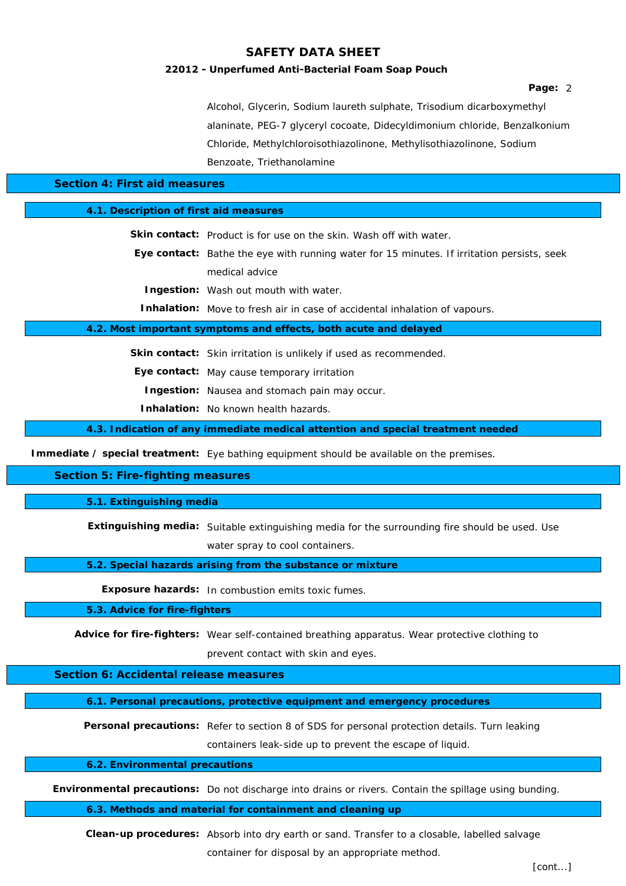Alcohol, Glycerin, Sodium laureth sulphate, Trisodium dicarboxymethyl alaninate, PEG-7 glyceryl cocoate, Didecyldimonium chloride, Benzalkonium Chloride, Methylchloroisothiazolinone, Methylisothiazolinone, Sodium Benzoate, Triethanolamine

## Section 4: First aid measures

### 4.1. Description of first aid measures

**Skin contact:** Product is for use on the skin. Wash off with water.

**Eye contact:** Bathe the eye with running water for 15 minutes. If irritation persists, seek medical advice

**Ingestion:** Wash out mouth with water.

**Inhalation:** Move to fresh air in case of accidental inhalation of vapours.

### 4.2. Most important symptoms and effects, both acute and delayed

**Skin contact:** Skin irritation is unlikely if used as recommended.

**Eye contact:** May cause temporary irritation

**Ingestion:** Nausea and stomach pain may occur.

**Inhalation:** No known health hazards.

### 4.3. Indication of any immediate medical attention and special treatment needed

**Immediate / special treatment:** Eye bathing equipment should be available on the premises.

## Section 5: Fire-fighting measures

### 5.1. Extinguishing media

**Extinguishing media:** Suitable extinguishing media for the surrounding fire should be used. Use water spray to cool containers.

### 5.2. Special hazards arising from the substance or mixture

**Exposure hazards:** In combustion emits toxic fumes.

### 5.3. Advice for fire-fighters

**Advice for fire-fighters:** Wear self-contained breathing apparatus. Wear protective clothing to prevent contact with skin and eyes.

## Section 6: Accidental release measures

### 6.1. Personal precautions, protective equipment and emergency procedures

**Personal precautions:** Refer to section 8 of SDS for personal protection details. Turn leaking containers leak-side up to prevent the escape of liquid.

### 6.2. Environmental precautions

**Environmental precautions:** Do not discharge into drains or rivers. Contain the spillage using bunding.

### 6.3. Methods and material for containment and cleaning up

**Clean-up procedures:** Absorb into dry earth or sand. Transfer to a closable, labelled salvage container for disposal by an appropriate method.

[cont...]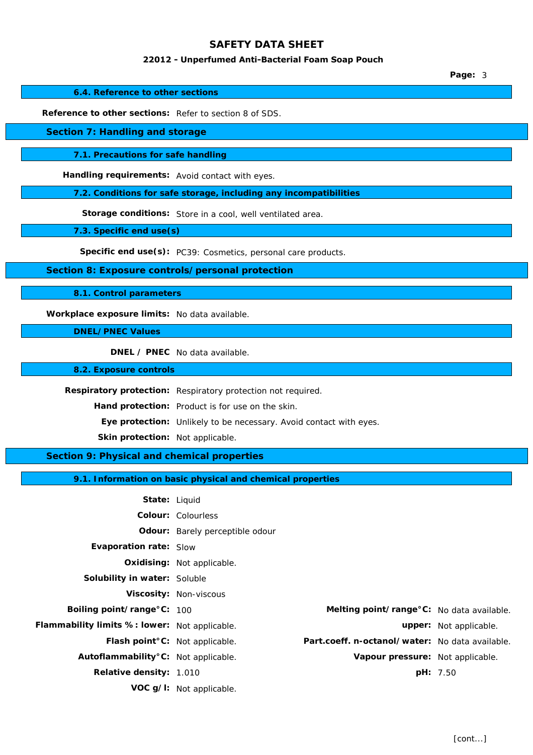### 6.4. Reference to other sections

**Reference to other sections:** Refer to section 8 of SDS.

## Section 7: Handling and storage

### 7.1. Precautions for safe handling

**Handling requirements:** Avoid contact with eyes.

### 7.2. Conditions for safe storage, including any incompatibilities

**Storage conditions:** Store in a cool, well ventilated area.

### 7.3. Specific end use(s)

**Specific end use(s):** PC39: Cosmetics, personal care products.

## Section 8: Exposure controls/personal protection

### 8.1. Control parameters

**Workplace exposure limits:** No data available.

### DNEL/PNEC Values

**DNEL / PNEC** No data available.

### 8.2. Exposure controls

**Respiratory protection:** Respiratory protection not required.

**Hand protection:** Product is for use on the skin.

**Eye protection:** Unlikely to be necessary. Avoid contact with eyes.

**Skin protection:** Not applicable.

## Section 9: Physical and chemical properties

### 9.1. Information on basic physical and chemical properties

**State:** Liquid

**Colour:** Colourless

**Odour:** Barely perceptible odour

**Evaporation rate:** Slow

**Oxidising:** Not applicable.

**Solubility in water:** Soluble

**Viscosity:** Non-viscous

| | | | |
|---|---|---|---|
| **Boiling point/range°C:** | 100 | **Melting point/range°C:** | No data available. |
| **Flammability limits %: lower:** | Not applicable. | **upper:** | Not applicable. |
| **Flash point°C:** | Not applicable. | **Part.coeff. n-octanol/water:** | No data available. |
| **Autoflammability°C:** | Not applicable. | **Vapour pressure:** | Not applicable. |
| **Relative density:** | 1.010 | **pH:** | 7.50 |
| **VOC g/l:** | Not applicable. | | |

[cont...]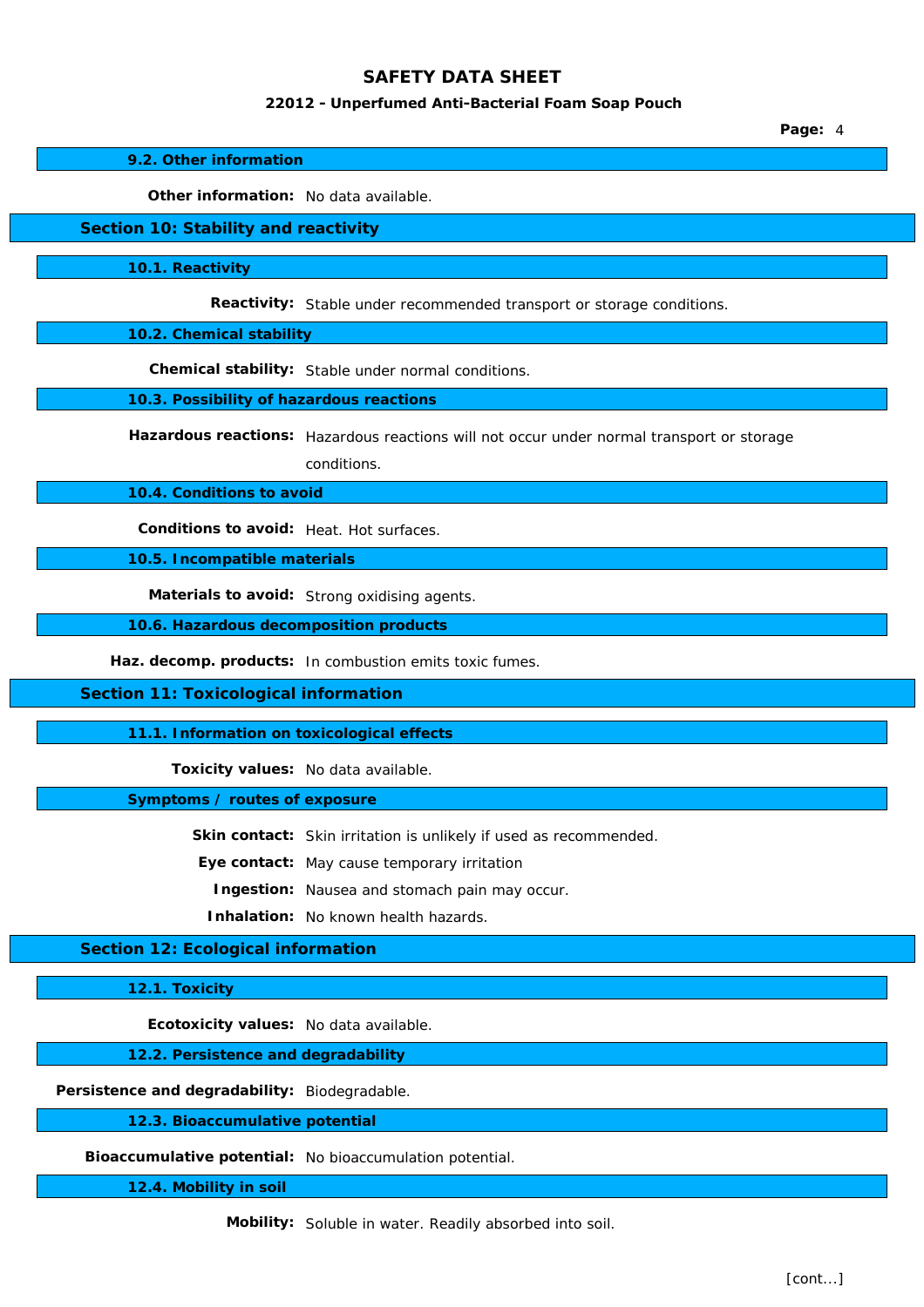### 9.2. Other information

**Other information:** No data available.

## Section 10: Stability and reactivity

### 10.1. Reactivity

**Reactivity:** Stable under recommended transport or storage conditions.

### 10.2. Chemical stability

**Chemical stability:** Stable under normal conditions.

### 10.3. Possibility of hazardous reactions

**Hazardous reactions:** Hazardous reactions will not occur under normal transport or storage conditions.

### 10.4. Conditions to avoid

**Conditions to avoid:** Heat. Hot surfaces.

### 10.5. Incompatible materials

**Materials to avoid:** Strong oxidising agents.

### 10.6. Hazardous decomposition products

**Haz. decomp. products:** In combustion emits toxic fumes.

## Section 11: Toxicological information

### 11.1. Information on toxicological effects

**Toxicity values:** No data available.

### Symptoms / routes of exposure

**Skin contact:** Skin irritation is unlikely if used as recommended.

**Eye contact:** May cause temporary irritation

**Ingestion:** Nausea and stomach pain may occur.

**Inhalation:** No known health hazards.

## Section 12: Ecological information

### 12.1. Toxicity

**Ecotoxicity values:** No data available.

### 12.2. Persistence and degradability

**Persistence and degradability:** Biodegradable.

### 12.3. Bioaccumulative potential

**Bioaccumulative potential:** No bioaccumulation potential.

### 12.4. Mobility in soil

**Mobility:** Soluble in water. Readily absorbed into soil.

[cont...]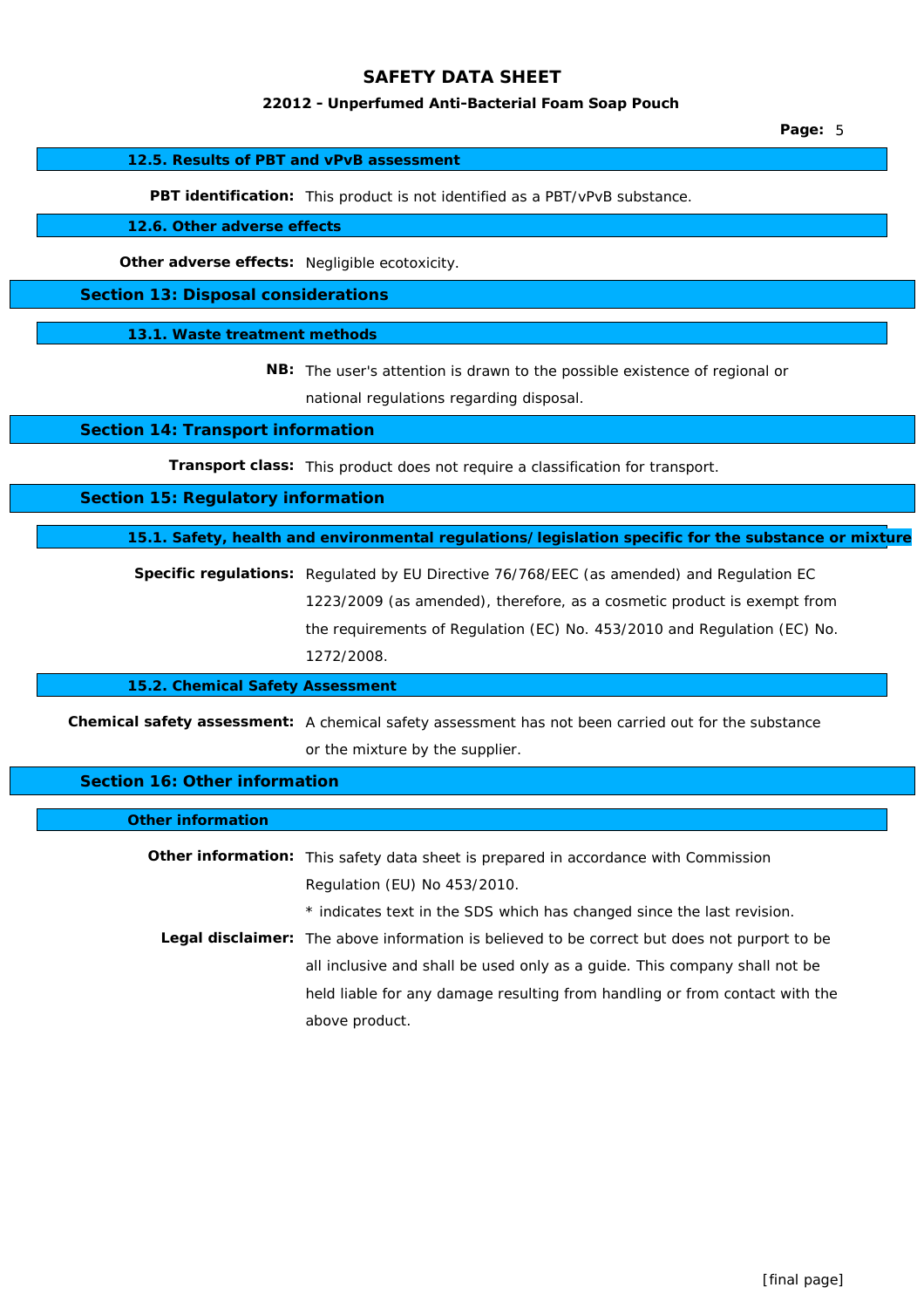### 12.5. Results of PBT and vPvB assessment

**PBT identification:** This product is not identified as a PBT/vPvB substance.

### 12.6. Other adverse effects

**Other adverse effects:** Negligible ecotoxicity.

## Section 13: Disposal considerations

### 13.1. Waste treatment methods

**NB:** The user's attention is drawn to the possible existence of regional or national regulations regarding disposal.

## Section 14: Transport information

**Transport class:** This product does not require a classification for transport.

## Section 15: Regulatory information

### 15.1. Safety, health and environmental regulations/ legislation specific for the substance or mixture

**Specific regulations:** Regulated by EU Directive 76/768/EEC (as amended) and Regulation EC 1223/2009 (as amended), therefore, as a cosmetic product is exempt from the requirements of Regulation (EC) No. 453/2010 and Regulation (EC) No. 1272/2008.

### 15.2. Chemical Safety Assessment

**Chemical safety assessment:** A chemical safety assessment has not been carried out for the substance or the mixture by the supplier.

## Section 16: Other information

### Other information

**Other information:** This safety data sheet is prepared in accordance with Commission Regulation (EU) No 453/2010.

* indicates text in the SDS which has changed since the last revision.

**Legal disclaimer:** The above information is believed to be correct but does not purport to be all inclusive and shall be used only as a guide. This company shall not be held liable for any damage resulting from handling or from contact with the above product.

[final page]